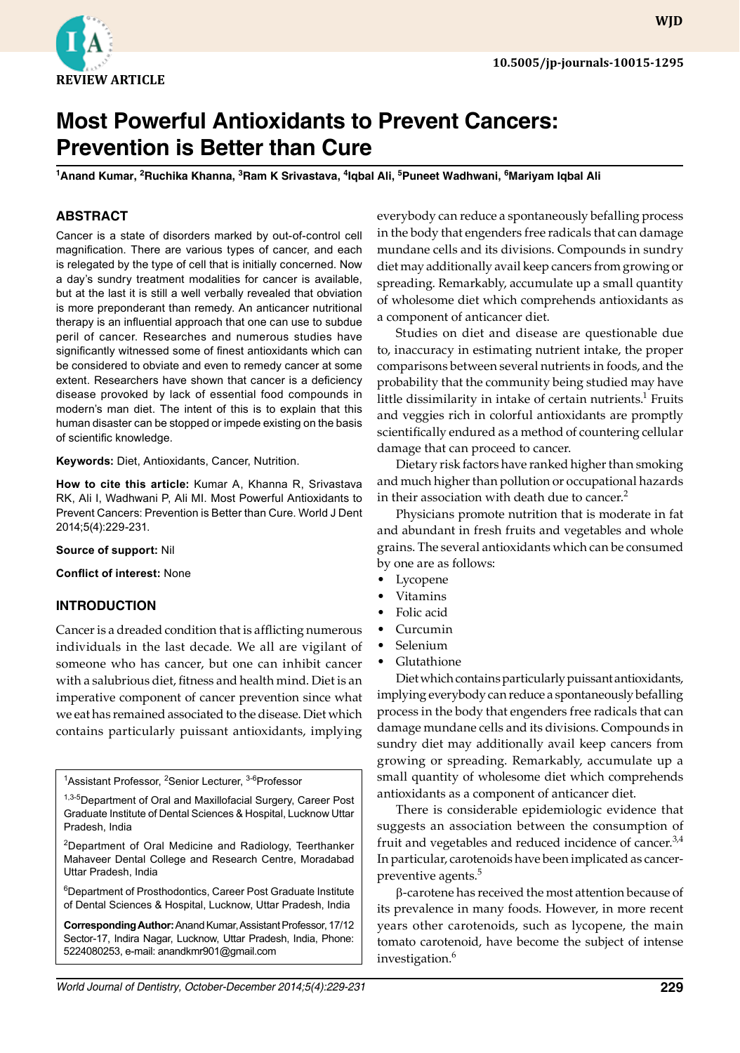**REVIEW ARTICLE**

10.5005/jp-journals-10015-1295

# Most Powerful Antioxidants to Prevent Cancers: Prevention is Better than Cure

[1]Anand Kumar, [2]Ruchika Khanna, [3]Ram K Srivastava, [4]Iqbal Ali, [5]Puneet Wadhwani, [6]Mariyam Iqbal Ali

## ABSTRACT

Cancer is a state of disorders marked by out-of-control cell magnification. There are various types of cancer, and each is relegated by the type of cell that is initially concerned. Now a day's sundry treatment modalities for cancer is available, but at the last it is still a well verbally revealed that obviation is more preponderant than remedy. An anticancer nutritional therapy is an influential approach that one can use to subdue peril of cancer. Researches and numerous studies have significantly witnessed some of finest antioxidants which can be considered to obviate and even to remedy cancer at some extent. Researchers have shown that cancer is a deficiency disease provoked by lack of essential food compounds in modern's man diet. The intent of this is to explain that this human disaster can be stopped or impede existing on the basis of scientific knowledge.

**Keywords:** Diet, Antioxidants, Cancer, Nutrition.

**How to cite this article:** Kumar A, Khanna R, Srivastava RK, Ali I, Wadhwani P, Ali MI. Most Powerful Antioxidants to Prevent Cancers: Prevention is Better than Cure. World J Dent 2014;5(4):229-231.

**Source of support:** Nil

**Conflict of interest:** None

## INTRODUCTION

Cancer is a dreaded condition that is afflicting numerous individuals in the last decade. We all are vigilant of someone who has cancer, but one can inhibit cancer with a salubrious diet, fitness and health mind. Diet is an imperative component of cancer prevention since what we eat has remained associated to the disease. Diet which contains particularly puissant antioxidants, implying everybody can reduce a spontaneously befalling process in the body that engenders free radicals that can damage mundane cells and its divisions. Compounds in sundry diet may additionally avail keep cancers from growing or spreading. Remarkably, accumulate up a small quantity of wholesome diet which comprehends antioxidants as a component of anticancer diet.

Studies on diet and disease are questionable due to, inaccuracy in estimating nutrient intake, the proper comparisons between several nutrients in foods, and the probability that the community being studied may have little dissimilarity in intake of certain nutrients.[1] Fruits and veggies rich in colorful antioxidants are promptly scientifically endured as a method of countering cellular damage that can proceed to cancer.

Dietary risk factors have ranked higher than smoking and much higher than pollution or occupational hazards in their association with death due to cancer.[2]

Physicians promote nutrition that is moderate in fat and abundant in fresh fruits and vegetables and whole grains. The several antioxidants which can be consumed by one are as follows:

- Lycopene
- Vitamins
- Folic acid
- Curcumin
- Selenium
- Glutathione

Diet which contains particularly puissant antioxidants, implying everybody can reduce a spontaneously befalling process in the body that engenders free radicals that can damage mundane cells and its divisions. Compounds in sundry diet may additionally avail keep cancers from growing or spreading. Remarkably, accumulate up a small quantity of wholesome diet which comprehends antioxidants as a component of anticancer diet.

There is considerable epidemiologic evidence that suggests an association between the consumption of fruit and vegetables and reduced incidence of cancer.[3,4] In particular, carotenoids have been implicated as cancer-preventive agents.[5]

β-carotene has received the most attention because of its prevalence in many foods. However, in more recent years other carotenoids, such as lycopene, the main tomato carotenoid, have become the subject of intense investigation.[6]

---

[1]Assistant Professor, [2]Senior Lecturer, [3-6]Professor

[1,3-5]Department of Oral and Maxillofacial Surgery, Career Post Graduate Institute of Dental Sciences & Hospital, Lucknow Uttar Pradesh, India

[2]Department of Oral Medicine and Radiology, Teerthanker Mahaveer Dental College and Research Centre, Moradabad Uttar Pradesh, India

[6]Department of Prosthodontics, Career Post Graduate Institute of Dental Sciences & Hospital, Lucknow, Uttar Pradesh, India

**Corresponding Author:** Anand Kumar, Assistant Professor, 17/12 Sector-17, Indira Nagar, Lucknow, Uttar Pradesh, India, Phone: 5224080253, e-mail: anandkmr901@gmail.com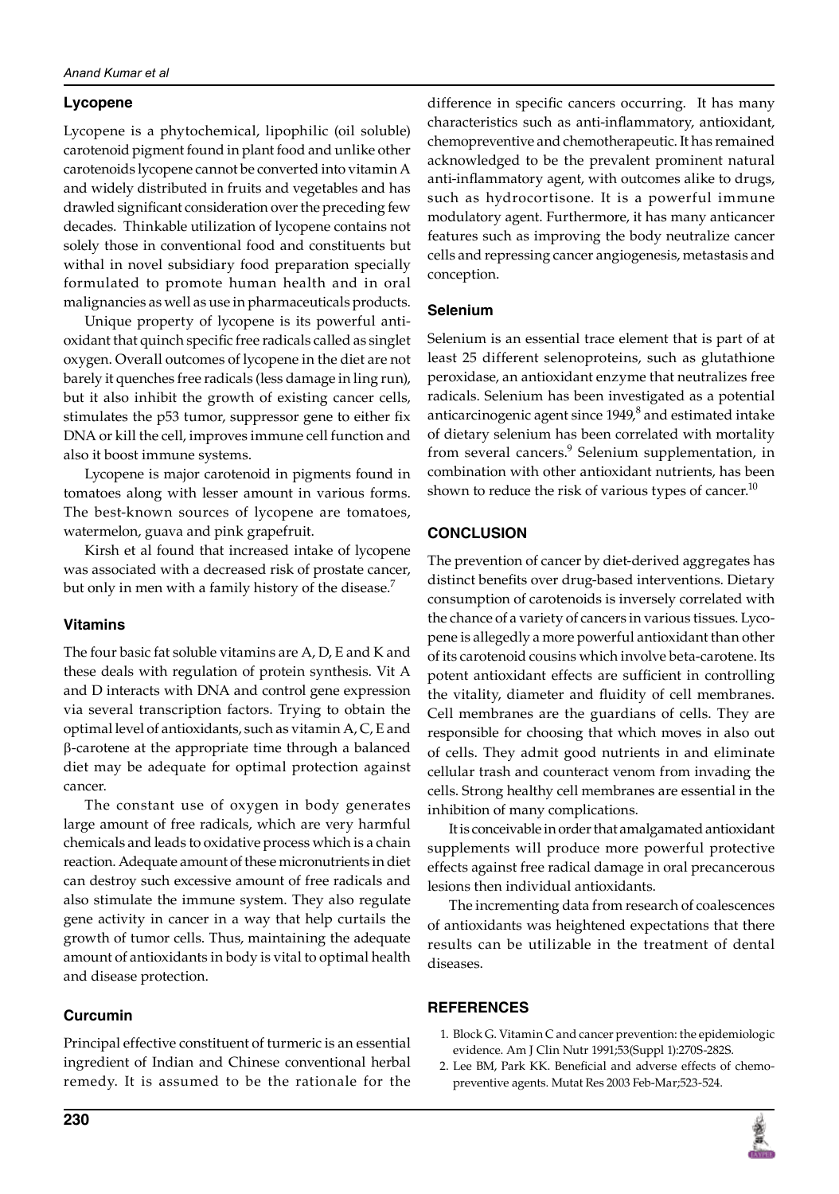### Lycopene

Lycopene is a phytochemical, lipophilic (oil soluble) carotenoid pigment found in plant food and unlike other carotenoids lycopene cannot be converted into vitamin A and widely distributed in fruits and vegetables and has drawled significant consideration over the preceding few decades. Thinkable utilization of lycopene contains not solely those in conventional food and constituents but withal in novel subsidiary food preparation specially formulated to promote human health and in oral malignancies as well as use in pharmaceuticals products.

Unique property of lycopene is its powerful antioxidant that quinch specific free radicals called as singlet oxygen. Overall outcomes of lycopene in the diet are not barely it quenches free radicals (less damage in ling run), but it also inhibit the growth of existing cancer cells, stimulates the p53 tumor, suppressor gene to either fix DNA or kill the cell, improves immune cell function and also it boost immune systems.

Lycopene is major carotenoid in pigments found in tomatoes along with lesser amount in various forms. The best-known sources of lycopene are tomatoes, watermelon, guava and pink grapefruit.

Kirsh et al found that increased intake of lycopene was associated with a decreased risk of prostate cancer, but only in men with a family history of the disease.[7]

### Vitamins

The four basic fat soluble vitamins are A, D, E and K and these deals with regulation of protein synthesis. Vit A and D interacts with DNA and control gene expression via several transcription factors. Trying to obtain the optimal level of antioxidants, such as vitamin A, C, E and β-carotene at the appropriate time through a balanced diet may be adequate for optimal protection against cancer.

The constant use of oxygen in body generates large amount of free radicals, which are very harmful chemicals and leads to oxidative process which is a chain reaction. Adequate amount of these micronutrients in diet can destroy such excessive amount of free radicals and also stimulate the immune system. They also regulate gene activity in cancer in a way that help curtails the growth of tumor cells. Thus, maintaining the adequate amount of antioxidants in body is vital to optimal health and disease protection.

### Curcumin

Principal effective constituent of turmeric is an essential ingredient of Indian and Chinese conventional herbal remedy. It is assumed to be the rationale for the difference in specific cancers occurring. It has many characteristics such as anti-inflammatory, antioxidant, chemopreventive and chemotherapeutic. It has remained acknowledged to be the prevalent prominent natural anti-inflammatory agent, with outcomes alike to drugs, such as hydrocortisone. It is a powerful immune modulatory agent. Furthermore, it has many anticancer features such as improving the body neutralize cancer cells and repressing cancer angiogenesis, metastasis and conception.

### Selenium

Selenium is an essential trace element that is part of at least 25 different selenoproteins, such as glutathione peroxidase, an antioxidant enzyme that neutralizes free radicals. Selenium has been investigated as a potential anticarcinogenic agent since 1949,[8] and estimated intake of dietary selenium has been correlated with mortality from several cancers.[9] Selenium supplementation, in combination with other antioxidant nutrients, has been shown to reduce the risk of various types of cancer.[10]

## CONCLUSION

The prevention of cancer by diet-derived aggregates has distinct benefits over drug-based interventions. Dietary consumption of carotenoids is inversely correlated with the chance of a variety of cancers in various tissues. Lycopene is allegedly a more powerful antioxidant than other of its carotenoid cousins which involve beta-carotene. Its potent antioxidant effects are sufficient in controlling the vitality, diameter and fluidity of cell membranes. Cell membranes are the guardians of cells. They are responsible for choosing that which moves in also out of cells. They admit good nutrients in and eliminate cellular trash and counteract venom from invading the cells. Strong healthy cell membranes are essential in the inhibition of many complications.

It is conceivable in order that amalgamated antioxidant supplements will produce more powerful protective effects against free radical damage in oral precancerous lesions then individual antioxidants.

The incrementing data from research of coalescences of antioxidants was heightened expectations that there results can be utilizable in the treatment of dental diseases.

## REFERENCES

1. Block G. Vitamin C and cancer prevention: the epidemiologic evidence. Am J Clin Nutr 1991;53(Suppl 1):270S-282S.
2. Lee BM, Park KK. Beneficial and adverse effects of chemopreventive agents. Mutat Res 2003 Feb-Mar;523-524.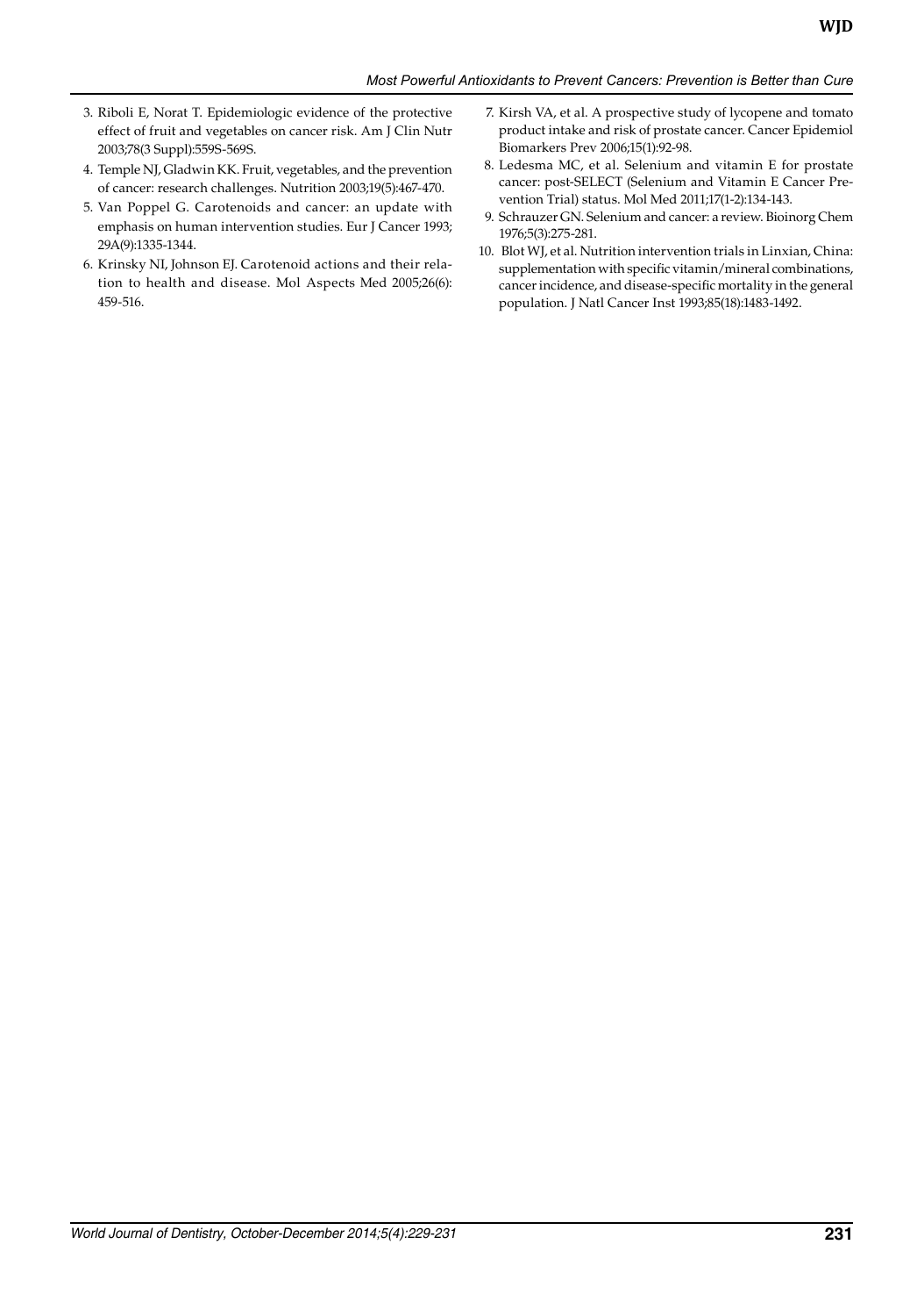3. Riboli E, Norat T. Epidemiologic evidence of the protective effect of fruit and vegetables on cancer risk. Am J Clin Nutr 2003;78(3 Suppl):559S-569S.
4. Temple NJ, Gladwin KK. Fruit, vegetables, and the prevention of cancer: research challenges. Nutrition 2003;19(5):467-470.
5. Van Poppel G. Carotenoids and cancer: an update with emphasis on human intervention studies. Eur J Cancer 1993; 29A(9):1335-1344.
6. Krinsky NI, Johnson EJ. Carotenoid actions and their relation to health and disease. Mol Aspects Med 2005;26(6): 459-516.
7. Kirsh VA, et al. A prospective study of lycopene and tomato product intake and risk of prostate cancer. Cancer Epidemiol Biomarkers Prev 2006;15(1):92-98.
8. Ledesma MC, et al. Selenium and vitamin E for prostate cancer: post-SELECT (Selenium and Vitamin E Cancer Prevention Trial) status. Mol Med 2011;17(1-2):134-143.
9. Schrauzer GN. Selenium and cancer: a review. Bioinorg Chem 1976;5(3):275-281.
10. Blot WJ, et al. Nutrition intervention trials in Linxian, China: supplementation with specific vitamin/mineral combinations, cancer incidence, and disease-specific mortality in the general population. J Natl Cancer Inst 1993;85(18):1483-1492.